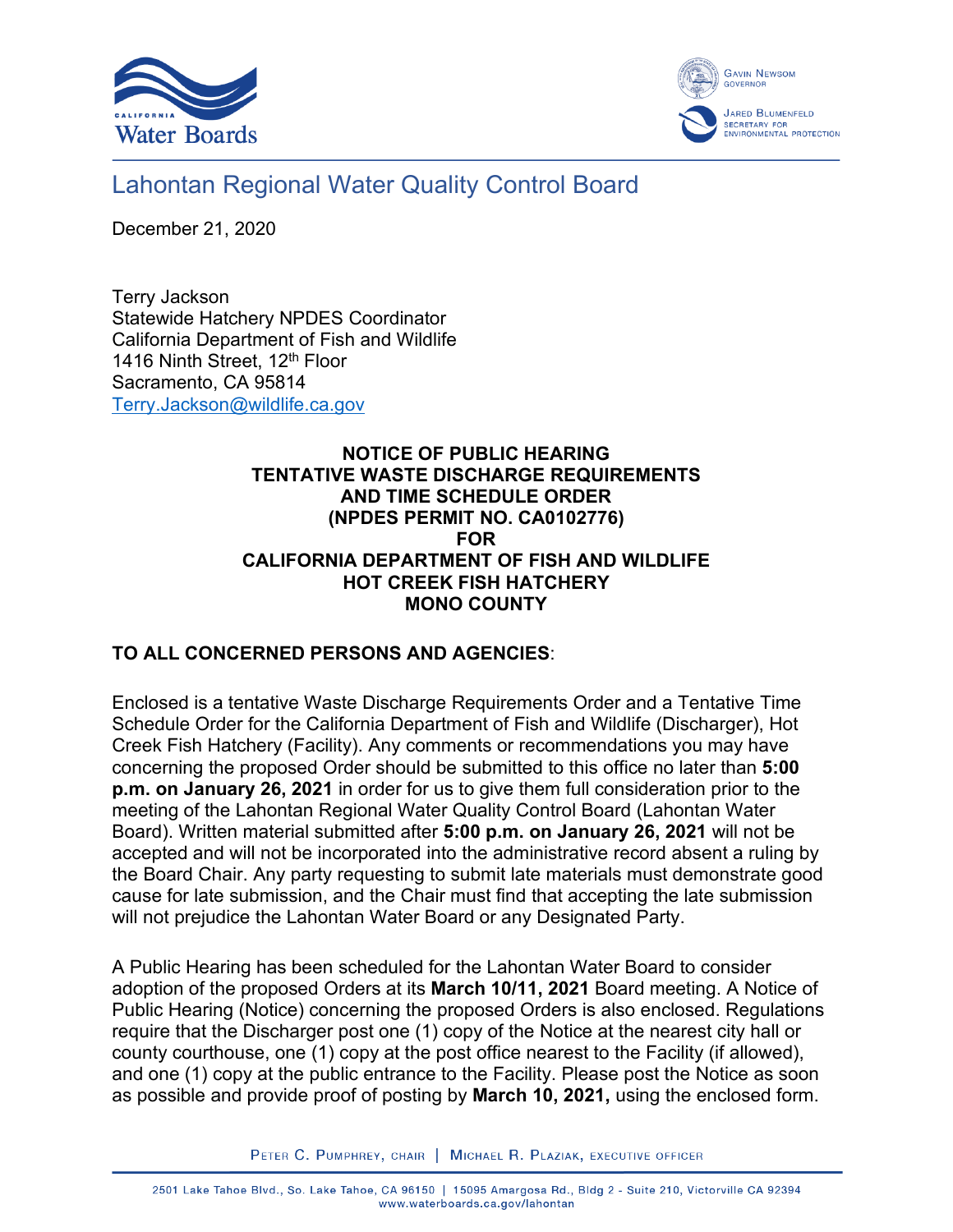# Lahontan Regional Water Quality Control Board

December 21, 2020

Terry Jackson
Statewide Hatchery NPDES Coordinator
California Department of Fish and Wildlife
1416 Ninth Street, 12th Floor
Sacramento, CA 95814
Terry.Jackson@wildlife.ca.gov

**NOTICE OF PUBLIC HEARING**
**TENTATIVE WASTE DISCHARGE REQUIREMENTS**
**AND TIME SCHEDULE ORDER**
**(NPDES PERMIT NO. CA0102776)**
**FOR**
**CALIFORNIA DEPARTMENT OF FISH AND WILDLIFE**
**HOT CREEK FISH HATCHERY**
**MONO COUNTY**

**TO ALL CONCERNED PERSONS AND AGENCIES**:

Enclosed is a tentative Waste Discharge Requirements Order and a Tentative Time Schedule Order for the California Department of Fish and Wildlife (Discharger), Hot Creek Fish Hatchery (Facility). Any comments or recommendations you may have concerning the proposed Order should be submitted to this office no later than **5:00 p.m. on January 26, 2021** in order for us to give them full consideration prior to the meeting of the Lahontan Regional Water Quality Control Board (Lahontan Water Board). Written material submitted after **5:00 p.m. on January 26, 2021** will not be accepted and will not be incorporated into the administrative record absent a ruling by the Board Chair. Any party requesting to submit late materials must demonstrate good cause for late submission, and the Chair must find that accepting the late submission will not prejudice the Lahontan Water Board or any Designated Party.

A Public Hearing has been scheduled for the Lahontan Water Board to consider adoption of the proposed Orders at its **March 10/11, 2021** Board meeting. A Notice of Public Hearing (Notice) concerning the proposed Orders is also enclosed. Regulations require that the Discharger post one (1) copy of the Notice at the nearest city hall or county courthouse, one (1) copy at the post office nearest to the Facility (if allowed), and one (1) copy at the public entrance to the Facility. Please post the Notice as soon as possible and provide proof of posting by **March 10, 2021,** using the enclosed form.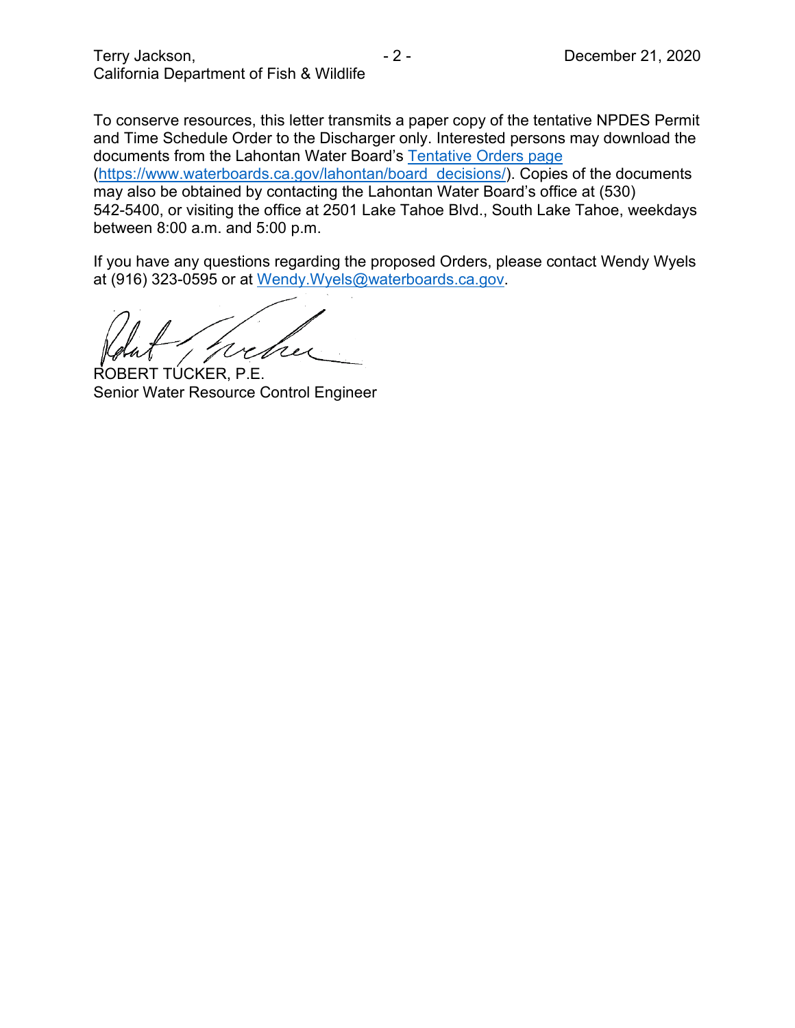To conserve resources, this letter transmits a paper copy of the tentative NPDES Permit and Time Schedule Order to the Discharger only. Interested persons may download the documents from the Lahontan Water Board's Tentative Orders page (https://www.waterboards.ca.gov/lahontan/board_decisions/). Copies of the documents may also be obtained by contacting the Lahontan Water Board's office at (530) 542-5400, or visiting the office at 2501 Lake Tahoe Blvd., South Lake Tahoe, weekdays between 8:00 a.m. and 5:00 p.m.

If you have any questions regarding the proposed Orders, please contact Wendy Wyels at (916) 323-0595 or at Wendy.Wyels@waterboards.ca.gov.

ROBERT TUCKER, P.E.
Senior Water Resource Control Engineer